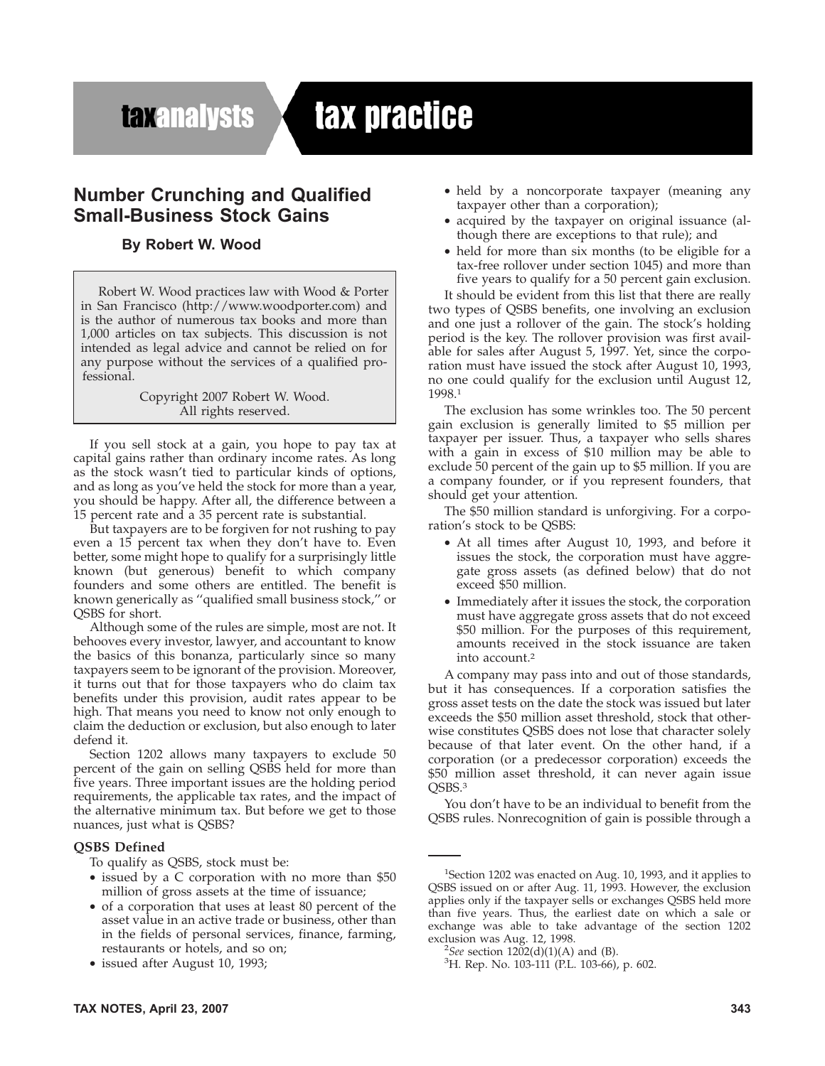# Number Crunching and Qualified Small-Business Stock Gains

**By Robert W. Wood**

Robert W. Wood practices law with Wood & Porter in San Francisco (http://www.woodporter.com) and is the author of numerous tax books and more than 1,000 articles on tax subjects. This discussion is not intended as legal advice and cannot be relied on for any purpose without the services of a qualified professional.

Copyright 2007 Robert W. Wood.
All rights reserved.

If you sell stock at a gain, you hope to pay tax at capital gains rather than ordinary income rates. As long as the stock wasn't tied to particular kinds of options, and as long as you've held the stock for more than a year, you should be happy. After all, the difference between a 15 percent rate and a 35 percent rate is substantial.

But taxpayers are to be forgiven for not rushing to pay even a 15 percent tax when they don't have to. Even better, some might hope to qualify for a surprisingly little known (but generous) benefit to which company founders and some others are entitled. The benefit is known generically as ''qualified small business stock,'' or QSBS for short.

Although some of the rules are simple, most are not. It behooves every investor, lawyer, and accountant to know the basics of this bonanza, particularly since so many taxpayers seem to be ignorant of the provision. Moreover, it turns out that for those taxpayers who do claim tax benefits under this provision, audit rates appear to be high. That means you need to know not only enough to claim the deduction or exclusion, but also enough to later defend it.

Section 1202 allows many taxpayers to exclude 50 percent of the gain on selling QSBS held for more than five years. Three important issues are the holding period requirements, the applicable tax rates, and the impact of the alternative minimum tax. But before we get to those nuances, just what is QSBS?

### QSBS Defined

To qualify as QSBS, stock must be:

- issued by a C corporation with no more than $50 million of gross assets at the time of issuance;
- of a corporation that uses at least 80 percent of the asset value in an active trade or business, other than in the fields of personal services, finance, farming, restaurants or hotels, and so on;
- issued after August 10, 1993;
- held by a noncorporate taxpayer (meaning any taxpayer other than a corporation);
- acquired by the taxpayer on original issuance (although there are exceptions to that rule); and
- held for more than six months (to be eligible for a tax-free rollover under section 1045) and more than five years to qualify for a 50 percent gain exclusion.

It should be evident from this list that there are really two types of QSBS benefits, one involving an exclusion and one just a rollover of the gain. The stock's holding period is the key. The rollover provision was first available for sales after August 5, 1997. Yet, since the corporation must have issued the stock after August 10, 1993, no one could qualify for the exclusion until August 12, 1998.[1]

The exclusion has some wrinkles too. The 50 percent gain exclusion is generally limited to $5 million per taxpayer per issuer. Thus, a taxpayer who sells shares with a gain in excess of $10 million may be able to exclude 50 percent of the gain up to $5 million. If you are a company founder, or if you represent founders, that should get your attention.

The $50 million standard is unforgiving. For a corporation's stock to be QSBS:

- At all times after August 10, 1993, and before it issues the stock, the corporation must have aggregate gross assets (as defined below) that do not exceed $50 million.
- Immediately after it issues the stock, the corporation must have aggregate gross assets that do not exceed $50 million. For the purposes of this requirement, amounts received in the stock issuance are taken into account.[2]

A company may pass into and out of those standards, but it has consequences. If a corporation satisfies the gross asset tests on the date the stock was issued but later exceeds the $50 million asset threshold, stock that otherwise constitutes QSBS does not lose that character solely because of that later event. On the other hand, if a corporation (or a predecessor corporation) exceeds the $50 million asset threshold, it can never again issue QSBS.[3]

You don't have to be an individual to benefit from the QSBS rules. Nonrecognition of gain is possible through a

---

[1] Section 1202 was enacted on Aug. 10, 1993, and it applies to QSBS issued on or after Aug. 11, 1993. However, the exclusion applies only if the taxpayer sells or exchanges QSBS held more than five years. Thus, the earliest date on which a sale or exchange was able to take advantage of the section 1202 exclusion was Aug. 12, 1998.

[2] *See* section 1202(d)(1)(A) and (B).

[3] H. Rep. No. 103-111 (P.L. 103-66), p. 602.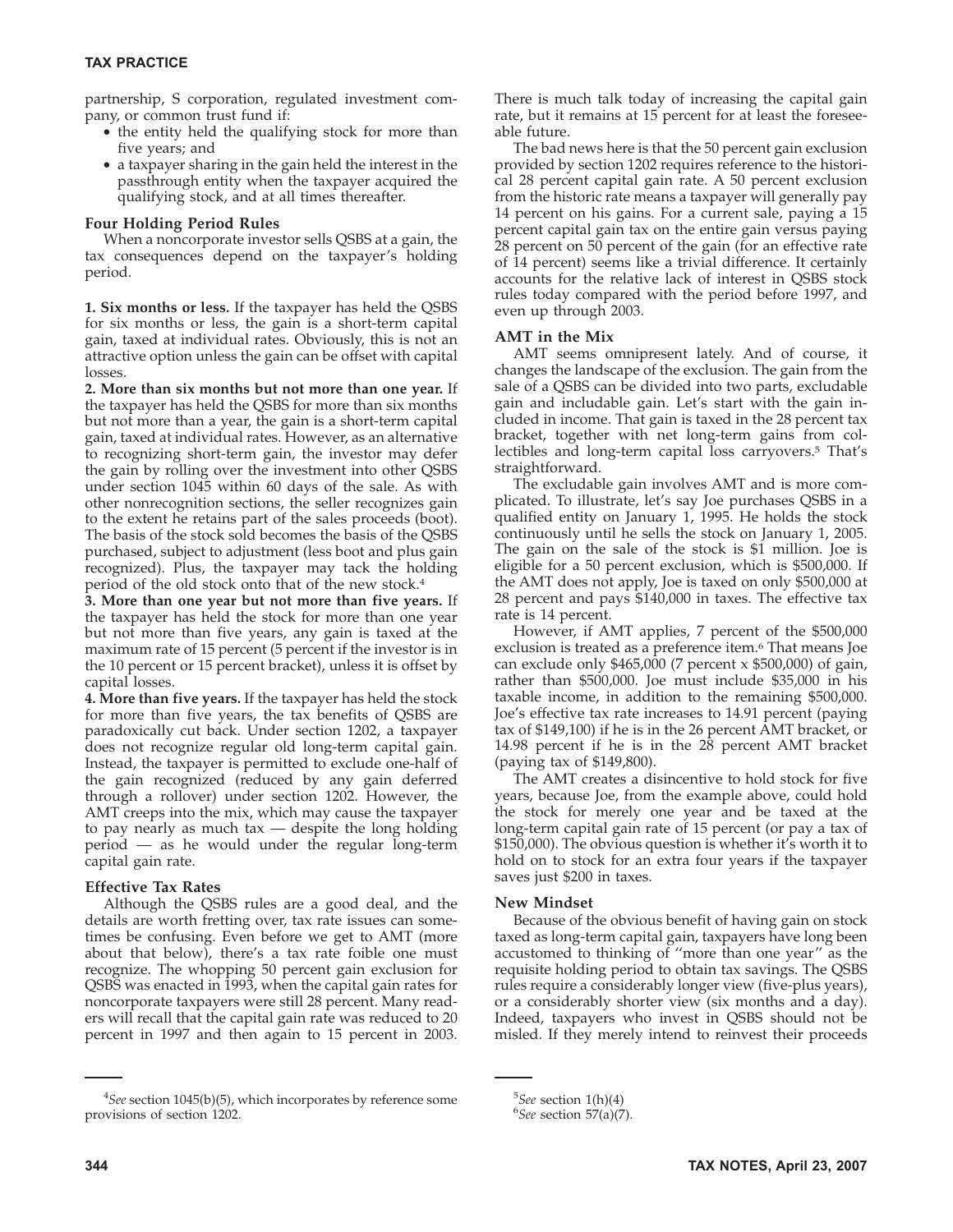partnership, S corporation, regulated investment company, or common trust fund if:

- the entity held the qualifying stock for more than five years; and
- a taxpayer sharing in the gain held the interest in the passthrough entity when the taxpayer acquired the qualifying stock, and at all times thereafter.

### Four Holding Period Rules

When a noncorporate investor sells QSBS at a gain, the tax consequences depend on the taxpayer's holding period.

**1. Six months or less.** If the taxpayer has held the QSBS for six months or less, the gain is a short-term capital gain, taxed at individual rates. Obviously, this is not an attractive option unless the gain can be offset with capital losses.

**2. More than six months but not more than one year.** If the taxpayer has held the QSBS for more than six months but not more than a year, the gain is a short-term capital gain, taxed at individual rates. However, as an alternative to recognizing short-term gain, the investor may defer the gain by rolling over the investment into other QSBS under section 1045 within 60 days of the sale. As with other nonrecognition sections, the seller recognizes gain to the extent he retains part of the sales proceeds (boot). The basis of the stock sold becomes the basis of the QSBS purchased, subject to adjustment (less boot and plus gain recognized). Plus, the taxpayer may tack the holding period of the old stock onto that of the new stock.[4]

**3. More than one year but not more than five years.** If the taxpayer has held the stock for more than one year but not more than five years, any gain is taxed at the maximum rate of 15 percent (5 percent if the investor is in the 10 percent or 15 percent bracket), unless it is offset by capital losses.

**4. More than five years.** If the taxpayer has held the stock for more than five years, the tax benefits of QSBS are paradoxically cut back. Under section 1202, a taxpayer does not recognize regular old long-term capital gain. Instead, the taxpayer is permitted to exclude one-half of the gain recognized (reduced by any gain deferred through a rollover) under section 1202. However, the AMT creeps into the mix, which may cause the taxpayer to pay nearly as much tax — despite the long holding period — as he would under the regular long-term capital gain rate.

### Effective Tax Rates

Although the QSBS rules are a good deal, and the details are worth fretting over, tax rate issues can sometimes be confusing. Even before we get to AMT (more about that below), there's a tax rate foible one must recognize. The whopping 50 percent gain exclusion for QSBS was enacted in 1993, when the capital gain rates for noncorporate taxpayers were still 28 percent. Many readers will recall that the capital gain rate was reduced to 20 percent in 1997 and then again to 15 percent in 2003. There is much talk today of increasing the capital gain rate, but it remains at 15 percent for at least the foreseeable future.

The bad news here is that the 50 percent gain exclusion provided by section 1202 requires reference to the historical 28 percent capital gain rate. A 50 percent exclusion from the historic rate means a taxpayer will generally pay 14 percent on his gains. For a current sale, paying a 15 percent capital gain tax on the entire gain versus paying 28 percent on 50 percent of the gain (for an effective rate of 14 percent) seems like a trivial difference. It certainly accounts for the relative lack of interest in QSBS stock rules today compared with the period before 1997, and even up through 2003.

### AMT in the Mix

AMT seems omnipresent lately. And of course, it changes the landscape of the exclusion. The gain from the sale of a QSBS can be divided into two parts, excludable gain and includable gain. Let's start with the gain included in income. That gain is taxed in the 28 percent tax bracket, together with net long-term gains from collectibles and long-term capital loss carryovers.[5] That's straightforward.

The excludable gain involves AMT and is more complicated. To illustrate, let's say Joe purchases QSBS in a qualified entity on January 1, 1995. He holds the stock continuously until he sells the stock on January 1, 2005. The gain on the sale of the stock is $1 million. Joe is eligible for a 50 percent exclusion, which is $500,000. If the AMT does not apply, Joe is taxed on only $500,000 at 28 percent and pays $140,000 in taxes. The effective tax rate is 14 percent.

However, if AMT applies, 7 percent of the $500,000 exclusion is treated as a preference item.[6] That means Joe can exclude only $465,000 (7 percent x $500,000) of gain, rather than $500,000. Joe must include $35,000 in his taxable income, in addition to the remaining $500,000. Joe's effective tax rate increases to 14.91 percent (paying tax of $149,100) if he is in the 26 percent AMT bracket, or 14.98 percent if he is in the 28 percent AMT bracket (paying tax of $149,800).

The AMT creates a disincentive to hold stock for five years, because Joe, from the example above, could hold the stock for merely one year and be taxed at the long-term capital gain rate of 15 percent (or pay a tax of $150,000). The obvious question is whether it's worth it to hold on to stock for an extra four years if the taxpayer saves just $200 in taxes.

### New Mindset

Because of the obvious benefit of having gain on stock taxed as long-term capital gain, taxpayers have long been accustomed to thinking of "more than one year" as the requisite holding period to obtain tax savings. The QSBS rules require a considerably longer view (five-plus years), or a considerably shorter view (six months and a day). Indeed, taxpayers who invest in QSBS should not be misled. If they merely intend to reinvest their proceeds

---

[4] *See* section 1045(b)(5), which incorporates by reference some provisions of section 1202.

[5] *See* section 1(h)(4)

[6] *See* section 57(a)(7).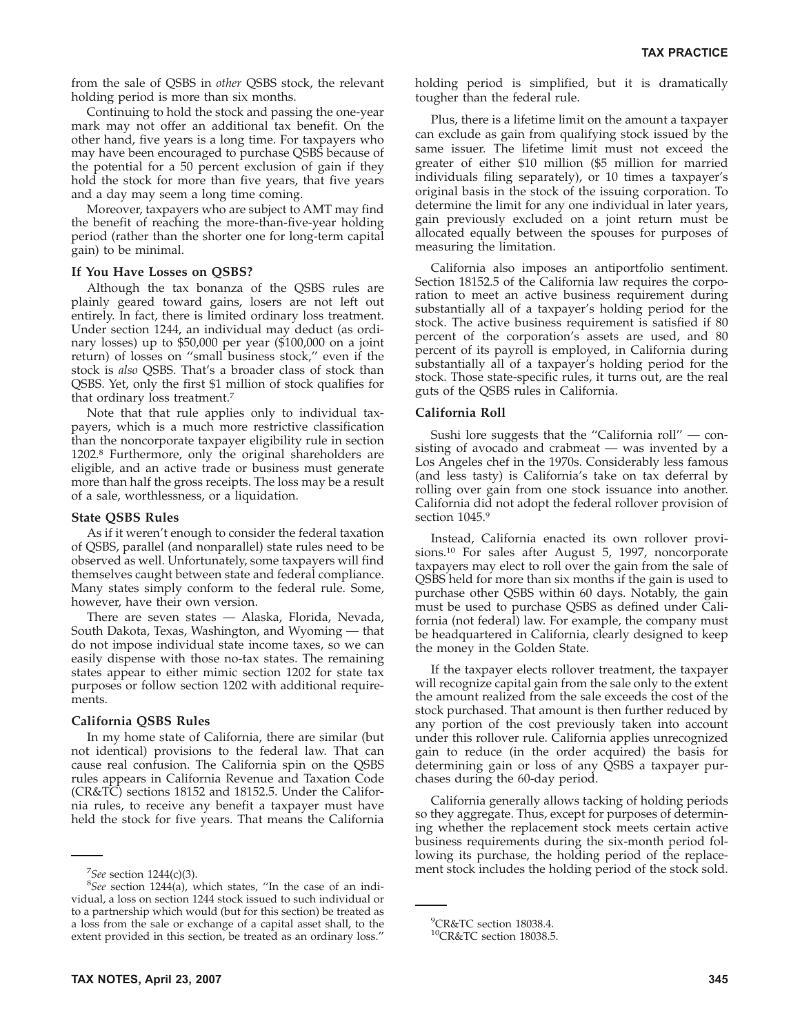from the sale of QSBS in *other* QSBS stock, the relevant holding period is more than six months.

Continuing to hold the stock and passing the one-year mark may not offer an additional tax benefit. On the other hand, five years is a long time. For taxpayers who may have been encouraged to purchase QSBS because of the potential for a 50 percent exclusion of gain if they hold the stock for more than five years, that five years and a day may seem a long time coming.

Moreover, taxpayers who are subject to AMT may find the benefit of reaching the more-than-five-year holding period (rather than the shorter one for long-term capital gain) to be minimal.

### If You Have Losses on QSBS?

Although the tax bonanza of the QSBS rules are plainly geared toward gains, losers are not left out entirely. In fact, there is limited ordinary loss treatment. Under section 1244, an individual may deduct (as ordinary losses) up to $50,000 per year ($100,000 on a joint return) of losses on ''small business stock,'' even if the stock is *also* QSBS. That's a broader class of stock than QSBS. Yet, only the first $1 million of stock qualifies for that ordinary loss treatment.[7]

Note that that rule applies only to individual taxpayers, which is a much more restrictive classification than the noncorporate taxpayer eligibility rule in section 1202.[8] Furthermore, only the original shareholders are eligible, and an active trade or business must generate more than half the gross receipts. The loss may be a result of a sale, worthlessness, or a liquidation.

### State QSBS Rules

As if it weren't enough to consider the federal taxation of QSBS, parallel (and nonparallel) state rules need to be observed as well. Unfortunately, some taxpayers will find themselves caught between state and federal compliance. Many states simply conform to the federal rule. Some, however, have their own version.

There are seven states — Alaska, Florida, Nevada, South Dakota, Texas, Washington, and Wyoming — that do not impose individual state income taxes, so we can easily dispense with those no-tax states. The remaining states appear to either mimic section 1202 for state tax purposes or follow section 1202 with additional requirements.

### California QSBS Rules

In my home state of California, there are similar (but not identical) provisions to the federal law. That can cause real confusion. The California spin on the QSBS rules appears in California Revenue and Taxation Code (CR&TC) sections 18152 and 18152.5. Under the California rules, to receive any benefit a taxpayer must have held the stock for five years. That means the California holding period is simplified, but it is dramatically tougher than the federal rule.

Plus, there is a lifetime limit on the amount a taxpayer can exclude as gain from qualifying stock issued by the same issuer. The lifetime limit must not exceed the greater of either $10 million ($5 million for married individuals filing separately), or 10 times a taxpayer's original basis in the stock of the issuing corporation. To determine the limit for any one individual in later years, gain previously excluded on a joint return must be allocated equally between the spouses for purposes of measuring the limitation.

California also imposes an antiportfolio sentiment. Section 18152.5 of the California law requires the corporation to meet an active business requirement during substantially all of a taxpayer's holding period for the stock. The active business requirement is satisfied if 80 percent of the corporation's assets are used, and 80 percent of its payroll is employed, in California during substantially all of a taxpayer's holding period for the stock. Those state-specific rules, it turns out, are the real guts of the QSBS rules in California.

### California Roll

Sushi lore suggests that the ''California roll'' — consisting of avocado and crabmeat — was invented by a Los Angeles chef in the 1970s. Considerably less famous (and less tasty) is California's take on tax deferral by rolling over gain from one stock issuance into another. California did not adopt the federal rollover provision of section 1045.[9]

Instead, California enacted its own rollover provisions.[10] For sales after August 5, 1997, noncorporate taxpayers may elect to roll over the gain from the sale of QSBS held for more than six months if the gain is used to purchase other QSBS within 60 days. Notably, the gain must be used to purchase QSBS as defined under California (not federal) law. For example, the company must be headquartered in California, clearly designed to keep the money in the Golden State.

If the taxpayer elects rollover treatment, the taxpayer will recognize capital gain from the sale only to the extent the amount realized from the sale exceeds the cost of the stock purchased. That amount is then further reduced by any portion of the cost previously taken into account under this rollover rule. California applies unrecognized gain to reduce (in the order acquired) the basis for determining gain or loss of any QSBS a taxpayer purchases during the 60-day period.

California generally allows tacking of holding periods so they aggregate. Thus, except for purposes of determining whether the replacement stock meets certain active business requirements during the six-month period following its purchase, the holding period of the replacement stock includes the holding period of the stock sold.

---

[7] *See* section 1244(c)(3).

[8] *See* section 1244(a), which states, ''In the case of an individual, a loss on section 1244 stock issued to such individual or to a partnership which would (but for this section) be treated as a loss from the sale or exchange of a capital asset shall, to the extent provided in this section, be treated as an ordinary loss.''

[9] CR&TC section 18038.4.

[10] CR&TC section 18038.5.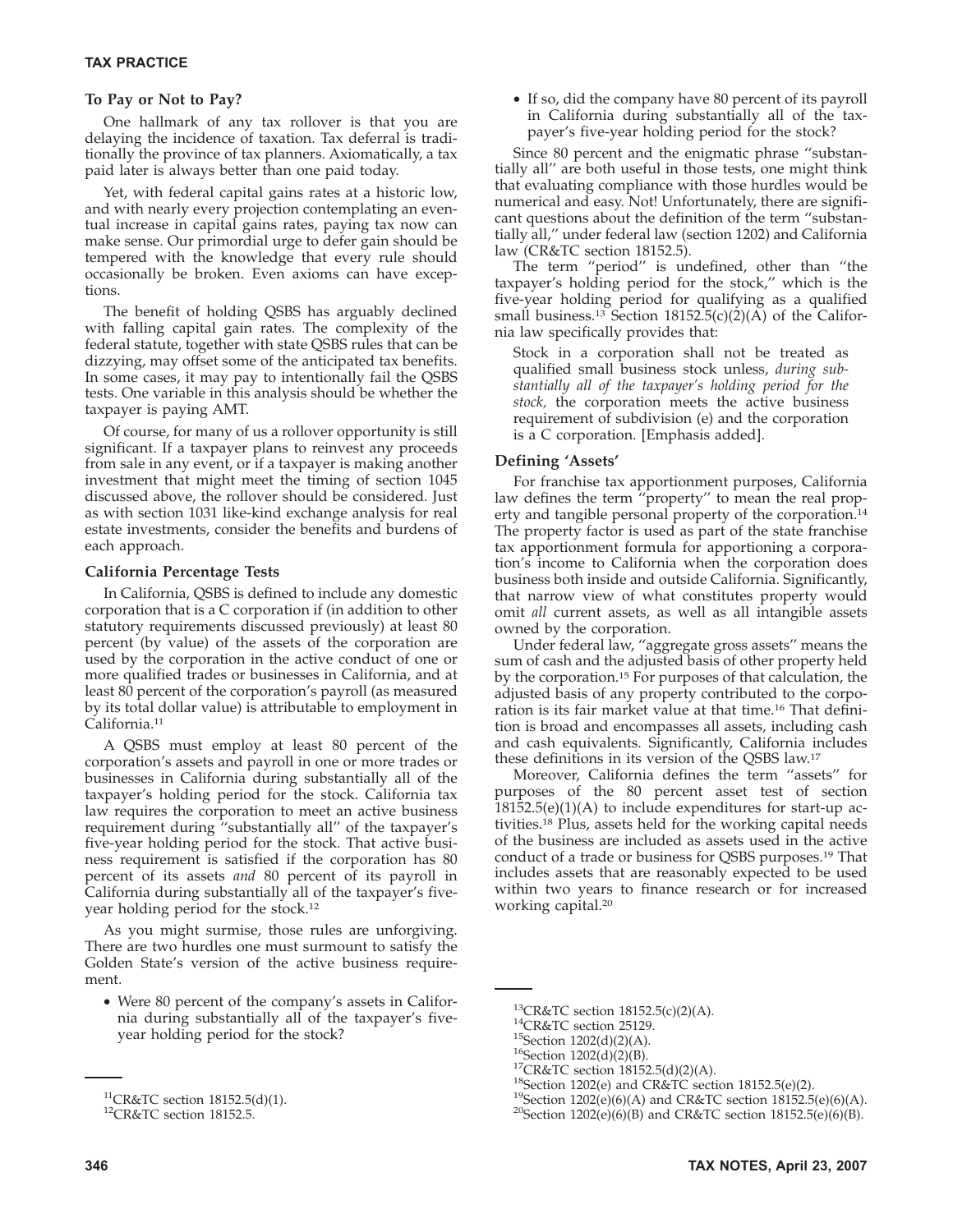### To Pay or Not to Pay?

One hallmark of any tax rollover is that you are delaying the incidence of taxation. Tax deferral is traditionally the province of tax planners. Axiomatically, a tax paid later is always better than one paid today.

Yet, with federal capital gains rates at a historic low, and with nearly every projection contemplating an eventual increase in capital gains rates, paying tax now can make sense. Our primordial urge to defer gain should be tempered with the knowledge that every rule should occasionally be broken. Even axioms can have exceptions.

The benefit of holding QSBS has arguably declined with falling capital gain rates. The complexity of the federal statute, together with state QSBS rules that can be dizzying, may offset some of the anticipated tax benefits. In some cases, it may pay to intentionally fail the QSBS tests. One variable in this analysis should be whether the taxpayer is paying AMT.

Of course, for many of us a rollover opportunity is still significant. If a taxpayer plans to reinvest any proceeds from sale in any event, or if a taxpayer is making another investment that might meet the timing of section 1045 discussed above, the rollover should be considered. Just as with section 1031 like-kind exchange analysis for real estate investments, consider the benefits and burdens of each approach.

### California Percentage Tests

In California, QSBS is defined to include any domestic corporation that is a C corporation if (in addition to other statutory requirements discussed previously) at least 80 percent (by value) of the assets of the corporation are used by the corporation in the active conduct of one or more qualified trades or businesses in California, and at least 80 percent of the corporation's payroll (as measured by its total dollar value) is attributable to employment in California.[11]

A QSBS must employ at least 80 percent of the corporation's assets and payroll in one or more trades or businesses in California during substantially all of the taxpayer's holding period for the stock. California tax law requires the corporation to meet an active business requirement during "substantially all" of the taxpayer's five-year holding period for the stock. That active business requirement is satisfied if the corporation has 80 percent of its assets *and* 80 percent of its payroll in California during substantially all of the taxpayer's five-year holding period for the stock.[12]

As you might surmise, those rules are unforgiving. There are two hurdles one must surmount to satisfy the Golden State's version of the active business requirement.

- Were 80 percent of the company's assets in California during substantially all of the taxpayer's five-year holding period for the stock?
- If so, did the company have 80 percent of its payroll in California during substantially all of the taxpayer's five-year holding period for the stock?

Since 80 percent and the enigmatic phrase "substantially all" are both useful in those tests, one might think that evaluating compliance with those hurdles would be numerical and easy. Not! Unfortunately, there are significant questions about the definition of the term "substantially all," under federal law (section 1202) and California law (CR&TC section 18152.5).

The term "period" is undefined, other than "the taxpayer's holding period for the stock," which is the five-year holding period for qualifying as a qualified small business.[13] Section 18152.5(c)(2)(A) of the California law specifically provides that:

> Stock in a corporation shall not be treated as qualified small business stock unless, *during substantially all of the taxpayer's holding period for the stock,* the corporation meets the active business requirement of subdivision (e) and the corporation is a C corporation. [Emphasis added].

### Defining 'Assets'

For franchise tax apportionment purposes, California law defines the term "property" to mean the real property and tangible personal property of the corporation.[14] The property factor is used as part of the state franchise tax apportionment formula for apportioning a corporation's income to California when the corporation does business both inside and outside California. Significantly, that narrow view of what constitutes property would omit *all* current assets, as well as all intangible assets owned by the corporation.

Under federal law, "aggregate gross assets" means the sum of cash and the adjusted basis of other property held by the corporation.[15] For purposes of that calculation, the adjusted basis of any property contributed to the corporation is its fair market value at that time.[16] That definition is broad and encompasses all assets, including cash and cash equivalents. Significantly, California includes these definitions in its version of the QSBS law.[17]

Moreover, California defines the term "assets" for purposes of the 80 percent asset test of section 18152.5(e)(1)(A) to include expenditures for start-up activities.[18] Plus, assets held for the working capital needs of the business are included as assets used in the active conduct of a trade or business for QSBS purposes.[19] That includes assets that are reasonably expected to be used within two years to finance research or for increased working capital.[20]

---

[11] CR&TC section 18152.5(d)(1).

[12] CR&TC section 18152.5.

[13] CR&TC section 18152.5(c)(2)(A).

[14] CR&TC section 25129.

[15] Section 1202(d)(2)(A).

[16] Section 1202(d)(2)(B).

[17] CR&TC section 18152.5(d)(2)(A).

[18] Section 1202(e) and CR&TC section 18152.5(e)(2).

[19] Section 1202(e)(6)(A) and CR&TC section 18152.5(e)(6)(A).

[20] Section 1202(e)(6)(B) and CR&TC section 18152.5(e)(6)(B).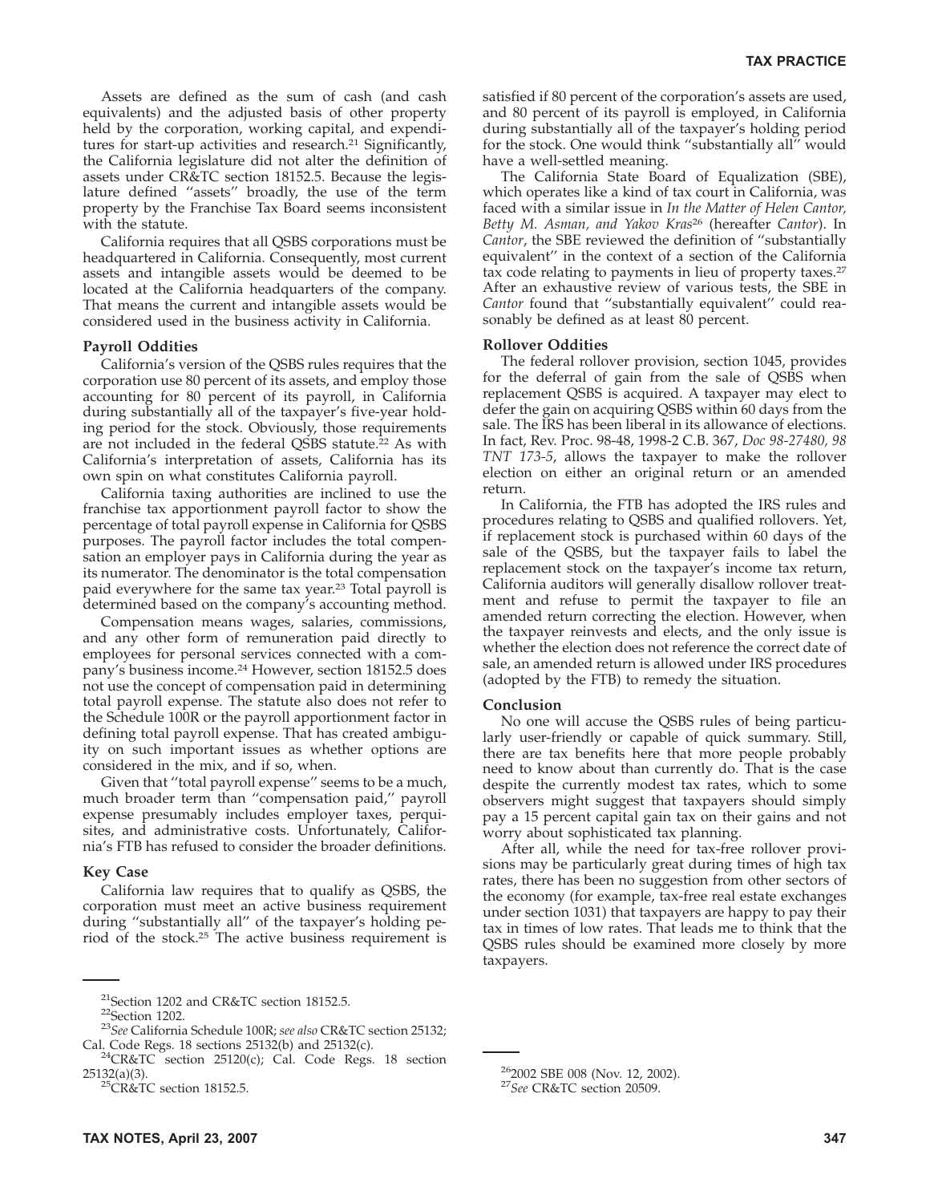Assets are defined as the sum of cash (and cash equivalents) and the adjusted basis of other property held by the corporation, working capital, and expenditures for start-up activities and research.[21] Significantly, the California legislature did not alter the definition of assets under CR&TC section 18152.5. Because the legislature defined ''assets'' broadly, the use of the term property by the Franchise Tax Board seems inconsistent with the statute.

California requires that all QSBS corporations must be headquartered in California. Consequently, most current assets and intangible assets would be deemed to be located at the California headquarters of the company. That means the current and intangible assets would be considered used in the business activity in California.

**Payroll Oddities**

California's version of the QSBS rules requires that the corporation use 80 percent of its assets, and employ those accounting for 80 percent of its payroll, in California during substantially all of the taxpayer's five-year holding period for the stock. Obviously, those requirements are not included in the federal QSBS statute.[22] As with California's interpretation of assets, California has its own spin on what constitutes California payroll.

California taxing authorities are inclined to use the franchise tax apportionment payroll factor to show the percentage of total payroll expense in California for QSBS purposes. The payroll factor includes the total compensation an employer pays in California during the year as its numerator. The denominator is the total compensation paid everywhere for the same tax year.[23] Total payroll is determined based on the company's accounting method.

Compensation means wages, salaries, commissions, and any other form of remuneration paid directly to employees for personal services connected with a company's business income.[24] However, section 18152.5 does not use the concept of compensation paid in determining total payroll expense. The statute also does not refer to the Schedule 100R or the payroll apportionment factor in defining total payroll expense. That has created ambiguity on such important issues as whether options are considered in the mix, and if so, when.

Given that ''total payroll expense'' seems to be a much, much broader term than ''compensation paid,'' payroll expense presumably includes employer taxes, perquisites, and administrative costs. Unfortunately, California's FTB has refused to consider the broader definitions.

**Key Case**

California law requires that to qualify as QSBS, the corporation must meet an active business requirement during ''substantially all'' of the taxpayer's holding period of the stock.[25] The active business requirement is satisfied if 80 percent of the corporation's assets are used, and 80 percent of its payroll is employed, in California during substantially all of the taxpayer's holding period for the stock. One would think ''substantially all'' would have a well-settled meaning.

The California State Board of Equalization (SBE), which operates like a kind of tax court in California, was faced with a similar issue in *In the Matter of Helen Cantor, Betty M. Asman, and Yakov Kras*[26] (hereafter *Cantor*). In *Cantor*, the SBE reviewed the definition of ''substantially equivalent'' in the context of a section of the California tax code relating to payments in lieu of property taxes.[27] After an exhaustive review of various tests, the SBE in *Cantor* found that ''substantially equivalent'' could reasonably be defined as at least 80 percent.

**Rollover Oddities**

The federal rollover provision, section 1045, provides for the deferral of gain from the sale of QSBS when replacement QSBS is acquired. A taxpayer may elect to defer the gain on acquiring QSBS within 60 days from the sale. The IRS has been liberal in its allowance of elections. In fact, Rev. Proc. 98-48, 1998-2 C.B. 367, *Doc 98-27480, 98 TNT 173-5*, allows the taxpayer to make the rollover election on either an original return or an amended return.

In California, the FTB has adopted the IRS rules and procedures relating to QSBS and qualified rollovers. Yet, if replacement stock is purchased within 60 days of the sale of the QSBS, but the taxpayer fails to label the replacement stock on the taxpayer's income tax return, California auditors will generally disallow rollover treatment and refuse to permit the taxpayer to file an amended return correcting the election. However, when the taxpayer reinvests and elects, and the only issue is whether the election does not reference the correct date of sale, an amended return is allowed under IRS procedures (adopted by the FTB) to remedy the situation.

**Conclusion**

No one will accuse the QSBS rules of being particularly user-friendly or capable of quick summary. Still, there are tax benefits here that more people probably need to know about than currently do. That is the case despite the currently modest tax rates, which to some observers might suggest that taxpayers should simply pay a 15 percent capital gain tax on their gains and not worry about sophisticated tax planning.

After all, while the need for tax-free rollover provisions may be particularly great during times of high tax rates, there has been no suggestion from other sectors of the economy (for example, tax-free real estate exchanges under section 1031) that taxpayers are happy to pay their tax in times of low rates. That leads me to think that the QSBS rules should be examined more closely by more taxpayers.

---

[21] Section 1202 and CR&TC section 18152.5.

[22] Section 1202.

[23] *See* California Schedule 100R; *see also* CR&TC section 25132; Cal. Code Regs. 18 sections 25132(b) and 25132(c).

[24] CR&TC section 25120(c); Cal. Code Regs. 18 section 25132(a)(3).

[25] CR&TC section 18152.5.

[26] 2002 SBE 008 (Nov. 12, 2002).

[27] *See* CR&TC section 20509.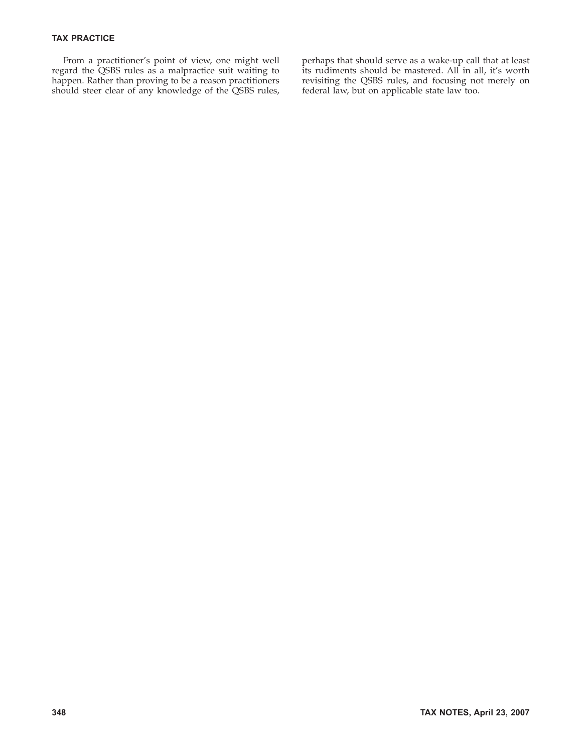From a practitioner's point of view, one might well regard the QSBS rules as a malpractice suit waiting to happen. Rather than proving to be a reason practitioners should steer clear of any knowledge of the QSBS rules, perhaps that should serve as a wake-up call that at least its rudiments should be mastered. All in all, it's worth revisiting the QSBS rules, and focusing not merely on federal law, but on applicable state law too.